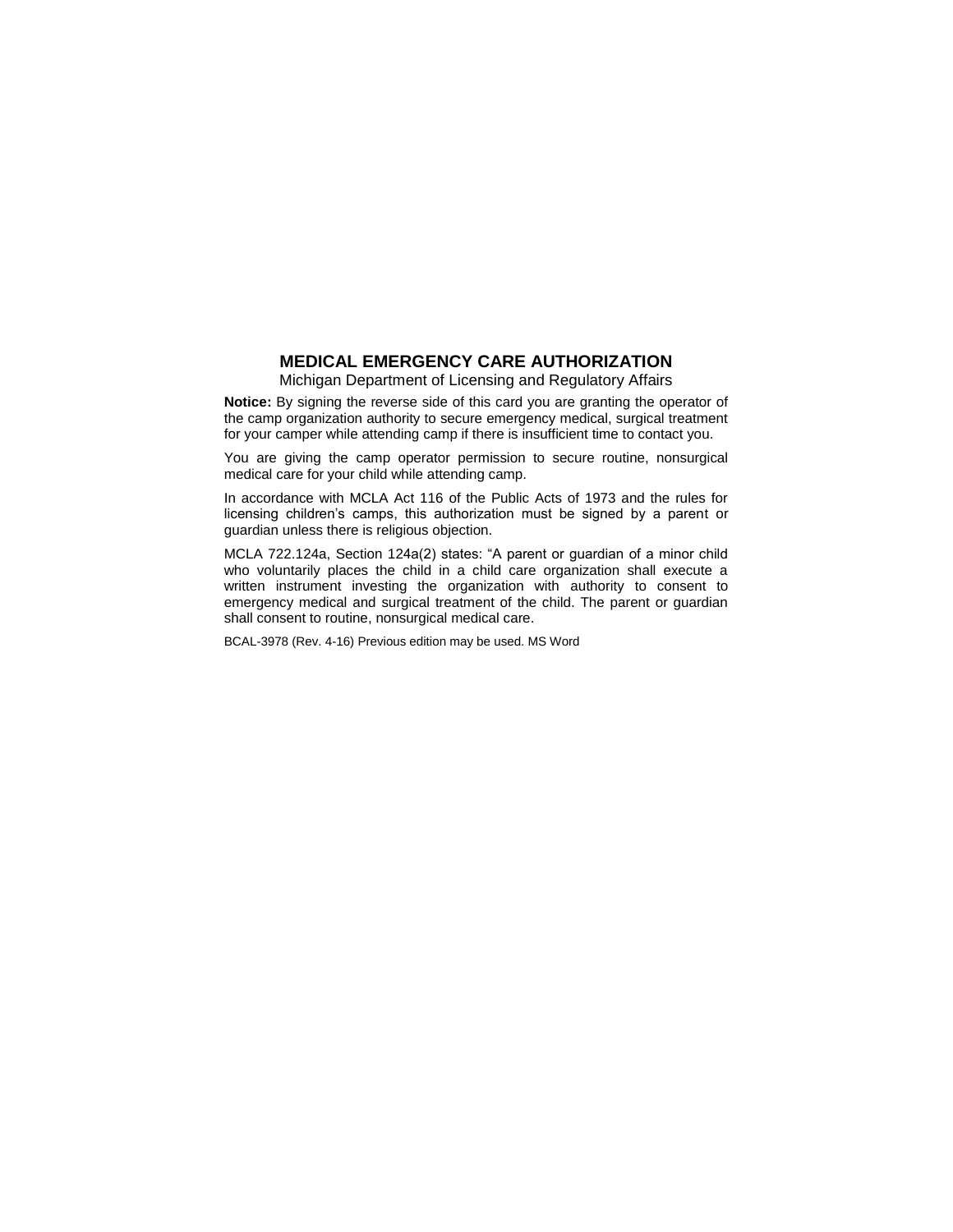# MEDICAL EMERGENCY CARE AUTHORIZATION

Michigan Department of Licensing and Regulatory Affairs

**Notice:** By signing the reverse side of this card you are granting the operator of the camp organization authority to secure emergency medical, surgical treatment for your camper while attending camp if there is insufficient time to contact you.

You are giving the camp operator permission to secure routine, nonsurgical medical care for your child while attending camp.

In accordance with MCLA Act 116 of the Public Acts of 1973 and the rules for licensing children's camps, this authorization must be signed by a parent or guardian unless there is religious objection.

MCLA 722.124a, Section 124a(2) states: "A parent or guardian of a minor child who voluntarily places the child in a child care organization shall execute a written instrument investing the organization with authority to consent to emergency medical and surgical treatment of the child. The parent or guardian shall consent to routine, nonsurgical medical care.

BCAL-3978 (Rev. 4-16) Previous edition may be used. MS Word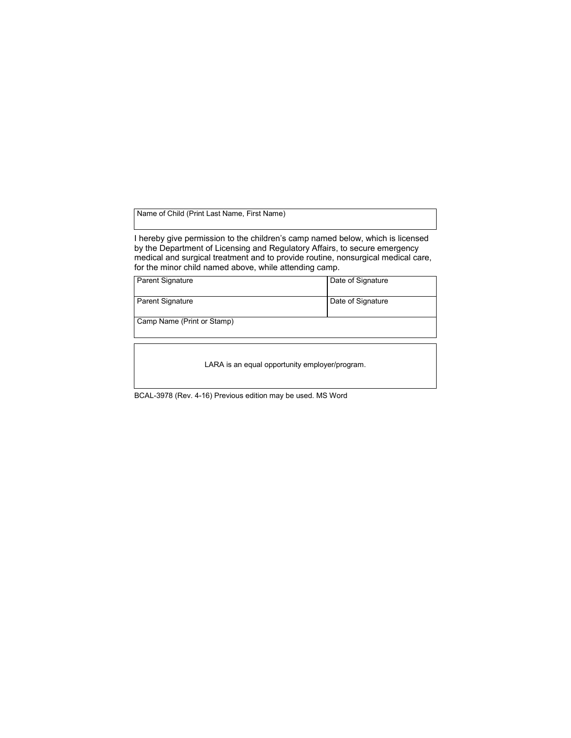| Name of Child (Print Last Name, First Name) |
| --- |
| |

I hereby give permission to the children's camp named below, which is licensed by the Department of Licensing and Regulatory Affairs, to secure emergency medical and surgical treatment and to provide routine, nonsurgical medical care, for the minor child named above, while attending camp.

| Parent Signature | Date of Signature |
| --- | --- |
| Parent Signature | Date of Signature |
| Camp Name (Print or Stamp) | |

LARA is an equal opportunity employer/program.

BCAL-3978 (Rev. 4-16) Previous edition may be used. MS Word